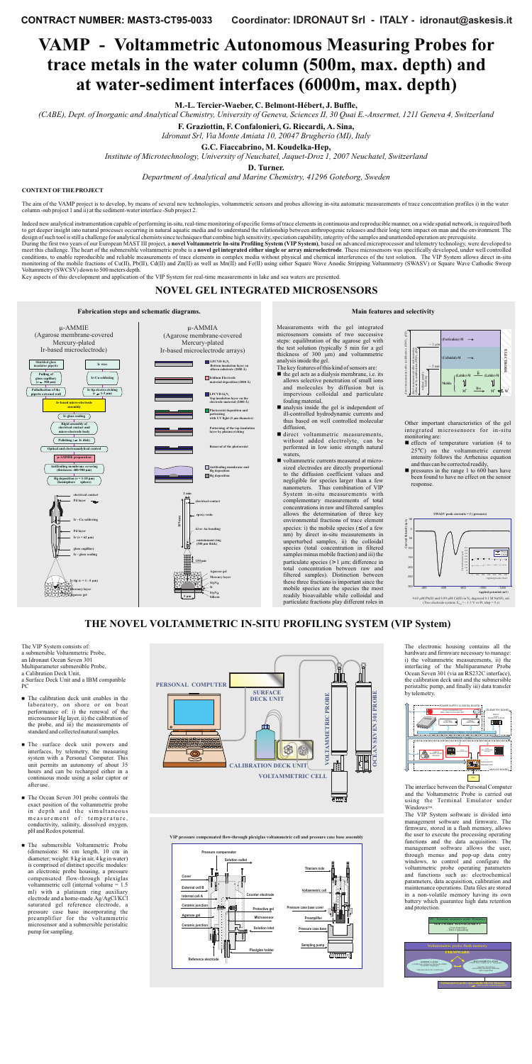**CONTRACT NUMBER: MAST3-CT95-0033 Coordinator: IDRONAUT Srl - ITALY - idronaut@askesis.it**

# VAMP - Voltammetric Autonomous Measuring Probes for trace metals in the water column (500m, max. depth) and at water-sediment interfaces (6000m, max. depth)

**M.-L. Tercier-Waeber, C. Belmont-Hébert, J. Buffle,**

*(CABE), Dept. of Inorganic and Analytical Chemistry, University of Geneva, Sciences II, 30 Quai E.-Ansermet, 1211 Geneva 4, Switzerland*

**F. Graziottin, F. Confalonieri, G. Riccardi, A. Sina,**

*Idronaut Srl, Via Monte Amiata 10, 20047 Brugherio (MI), Italy*

**G.C. Fiaccabrino, M. Koudelka-Hep,**

*Institute of Microtechnology, University of Neuchatel, Jaquet-Droz 1, 2007 Neuchatel, Switzerland*

**D. Turner.**

*Department of Analytical and Marine Chemistry, 41296 Goteborg, Sweden*

**CONTENT OF THE PROJECT**

The aim of the VAMP project is to develop, by means of several new technologies, voltammetric sensors and probes allowing in-situ automatic measurements of trace concentration profiles i) in the water column-sub project 1 and ii) at the sediment-water interface-Sub project 2.

Indeed new analytical instrumentation capable of performing in-situ, real-time monitoring of specific forms of trace elements in continuous and reproducible manner, on a wide spatial network, is required both to get deeper insight into natural processes occurring in natural aquatic media and to understand the relationship between anthropogenic releases and their long term impact on man and the environment. The design of such tool is still a challenge for analytical chemists since techniques that combine high sensitivity, speciation capability, integrity of the samples and unattended operation are prerequisite. During the first two years of our European MAST III project, a **novel Voltammetric In-situ Profiling System (VIP System)**, based on advanced microprocessor and telemetry technology, were developed to meet this challenge. The heart of the submersible voltammetric probe is a **novel gel integrated either single or array microelectrode**. These microsensors was specifically developed, under well controlled conditions, to enable reproducible and reliable measurements of trace elements in complex media without physical and chemical interferences of the test solution. The VIP System allows direct in-situ monitoring of the mobile fractions of Cu(II), Pb(II), Cd(II) and Zn(II) as well as Mn(II) and Fe(II) using either Square Wave Anodic Stripping Voltammetry (SWASV) or Square Wave Cathodic Sweep Voltammetry (SWCSV) down to 500 meters depth.

Key aspects of this development and application of the VIP System for real-time measurements in lake and sea waters are presented.

## NOVEL GEL INTEGRATED MICROSENSORS

### Fabrication steps and schematic diagrams.

**μ-AMMIE** (Agarose membrane-covered Mercury-plated Ir-based microelectrode)

Shielded glass insulator pipette → Ir-wire; Pulling of glass capillary (r ≈ 300 μm); Ir-Cu soldering; Pulling of the pipette external wall; Ir tip electro-etching (r = 1–5 μm); Ir-based micro-electrode assembly; Ir-glass sealing; Rigid assembly of electrical contact and micro-electrode body; Polishing (→ Ir disk); Optical and electroanalytical control; μ-AMMIE preparation; Antifouling membrane covering (thickness: 300-900 μm); Hg deposition (r = 5-10 μm) (hemisphere ≤ sphere)

Labels: electrical contact; Pd layer; Ir - Cu soldering; Pd layer; Ir (r = 62 μm); glass capillary; Ir - glass sealing; Ir tip (r = 1 - 5 μm); Mercury layer; Agarose gel

**μ-AMMIA** (Agarose membrane-covered Mercury-plated Ir-based microelectrode arrays)

LPCVD $Si_3N_4$ Bottom insulation layer on silicon substrate (2000 Å); Iridium Electrode material deposition (2000 Å); LPCVD $Si_3N_4$ Top insulation layer on the electrode material (2000 Å); Photoresist deposition and patterning with UV light (5 μm diameter); Patterning of the top insulation layer by plasma etching; Removal of the photoresist; Antifouling membrane and Hg deposition; Hg deposition

Labels: 2 mm; electrical contact; 30 mm; epoxy resin; Al or Au bonding; containment ring (300 μm thick); 130 μm; Agarose gel; Mercury layer; $Si_3N_4$; Ir; $Si_3N_4$; Silicon; 5 μm

### Main features and selectivity

Measurements with the gel integrated microsensors consists of two successive steps: equilibration of the agarose gel with the test solution (typically 5 min for a gel thickness of 300 μm) and voltammetric analysis inside the gel.

The key features of this kind of sensors are:

- the gel acts as a dialysis membrane, i.e. its allows selective penetration of small ions and molecules by diffusion but is impervious colloidal and particulate fouling material,
- analysis inside the gel is independent of ill-controlled hydrodynamic currents and thus based on well controlled molecular diffusion,
- direct voltammetric measurements, without added electrolyte, can be performed in low ionic strength natural waters,
- voltammetric currents measured at micro-sized electrodes are directly proportional to the diffusion coefficient values and negligible for species larger than a few nanometers. Thus combination of VIP System in-situ measurements with complementary measurements of total concentrations in raw and filtered samples allows the determination of three key environmental fractions of trace element species: i) the mobile species (≤of a few nm) by direct in-situ measurements in unperturbed samples, ii) the colloidal species (total concentration in filtered samples minus mobile fraction) and iii) the particulate species (> 1 μm; difference in total concentration between raw and filtered samples). Distinction between these three fractions is important since the mobile species are the species the most readily bioavailable while colloidal and particulate fractions play different roles in

Other important characteristics of the gel integrated microsensors for in-situ monitoring are:

- effects of temperature variation (4 to 25°C) on the voltammetric current intensity follows the Arrhenius equation and thus can be corrected readily,
- pressures in the range 1 to 600 bars have been found to have no effect on the sensor response.

SWASV peak currents = f ( pressure)

9.65 μM Pb(II) and 8.89 μM Cd(II) in $N_2$ degassed 0.1 M $NaNO_3$ sol. (Two electrode system; $E_{dep}$ = - 1.3 V vs Pt, tdep = 5 s)

## THE NOVEL VOLTAMMETRIC IN-SITU PROFILING SYSTEM (VIP System)

The VIP System consists of:
a submersible Voltammetric Probe,
an Idronaut Ocean Seven 301 Multiparameter submersible Probe,
a Calibration Deck Unit,
a Surface Deck Unit and a IBM compatible PC

- The calibration deck unit enables in the laboratory, on shore or on boat performance of: i) the renewal of the microsensor Hg layer, ii) the calibration of the probe, and iii) the measurements of standard and collected natural samples.
- The surface deck unit powers and interfaces, by telemetry, the measuring system with a Personal Computer. This unit permits an autonomy of about 35 hours and can be recharged either in a continuous mode using a solar captor or after use.
- The Ocean Seven 301 probe controls the exact position of the voltammetric probe in depth and the simultaneous measurement of: temperature, conductivity, salinity, dissolved oxygen, pH and Redox potential.
- The submersible Voltammetric Probe (dimensions: 86 cm length, 10 cm in diameter; weight: 8 kg in air, 4 kg in water) is comprised of distinct specific modules: an electronic probe housing, a pressure compensated flow-through plexiglas voltammetric cell (internal volume = 1.5 ml) with a platinum ring auxiliary electrode and a home-made Ag/AgCl/KCl saturated gel reference electrode, a pressure case base incorporating the preamplifier for the voltammetric microsensor and a submersible peristaltic pump for sampling.

VIP pressure compensated flow-through plexiglas voltammetric cell and pressure case base assembly

The electronic housing contains all the hardware and firmware necessary to manage: i) the voltammetric measurements, ii) the interfacing of the Multiparameter Probe Ocean Seven 301 (via an RS232C interface), the calibration deck unit and the submersible peristaltic pump, and finally iii) data transfer by telemetry.

The interface between the Personal Computer and the Voltammetric Probe is carried out using the Terminal Emulator under Windows™.

The VIP System software is divided into management software and firmware. The firmware, stored in a flash memory, allows the user to execute the processing operating functions and the data acquisition. The management software allows the user, through menus and pop-up data entry windows, to control and configure the voltammetric probe operating parameters and functions such as: electrochemical parameters, data acquisition, calibration and maintenance operations. Data files are stored in a non-volatile memory having its own battery which guarantee high data retention and protection.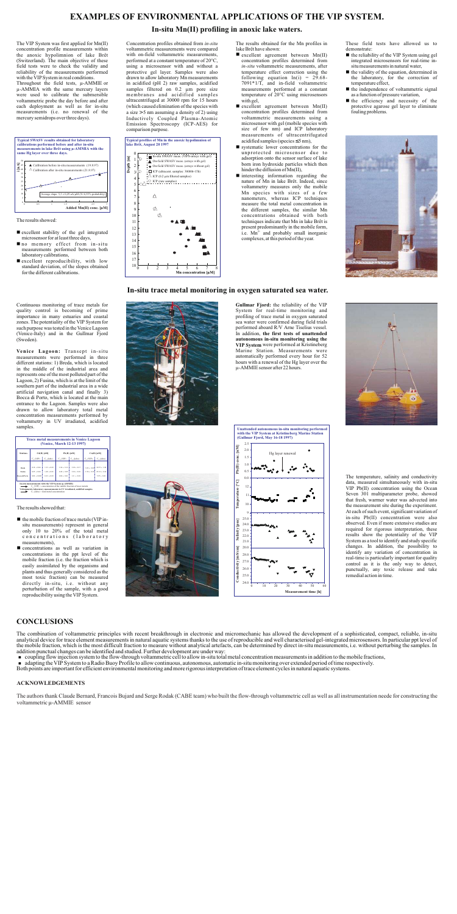# EXAMPLES OF ENVIRONMENTAL APPLICATIONS OF THE VIP SYSTEM.

## In-situ Mn(II) profiling in anoxic lake waters.

The VIP System was first applied for Mn(II) concentration profile measurements within the anoxic hypolimnion of lake Bret (Switzerland). The main objective of these field tests were to check the validity and reliability of the measurements performed with the VIP System in real conditions.

Throughout the field tests, µ-AMMIE or µ-AMMIA with the same mercury layers were used to calibrate the submersible voltammetric probe the day before and after each deployment as well as for in-situ measurements (i.e. no renewal of the mercury semidrops over three days).

**Typical SWASV results obtained for laboratory calibrations performed before and after in-situ measurements in lake Bret using µ-AMMIA with the same Hg layer over three days.**

Calibration before in-situ measurements (19.8.97)

Calibration after in-situ measurements (21.8.97)

Average slope: 5.3 ± 0.29 nA/µM (N=4;95% probability)

**Added Mn(II) conc. [µM]**

The results showed:

- excellent stability of the gel integrated microsensor for at least three days,
- no memory effect from in-situ measurements performed between both laboratory calibrations,
- excellent reproducibility, with low standard deviation, of the slopes obtained for the different calibrations.

Concentration profiles obtained from *in-situ* voltammetric measurements were compared with on-field voltammetric measurements, performed at a constant temperature of 20°C, using a microsensor with and without a protective gel layer. Samples were also drawn to allow laboratory Mn measurements in acidified (pH 2) raw samples, acidified samples filtered on 0.2 µm pore size membranes and acidified samples ultracentrifuged at 30000 rpm for 15 hours (which caused elimination of the species with a size $>$5 nm assuming a density of 2) using Inductively Coupled Plasma-Atomic Emission Spectroscopy (ICP-AES) for comparison purpose.

**Typical profiles of Mn in the anoxic hypolimnion of lake Bret, August 20 1997**

In-situ SWASV meas. (VIP System with gel)

On-field SWASV meas. (µ-array with gel)

On-field SWASV meas. (µ-array without gel)

ICP (ultracent. samples: 30000t-15h)

ICP (0.2 µm filtered samples)

ICP (raw samples)

Depth [m]

Mn concentration [µM]

The results obtained for the Mn profiles in lake Bret have shown:

- excellent agreement between Mn(II) concentration profiles determined from *in-situ* voltammetric measurements, after temperature effect correction using the following equation $\ln(i) = 29.68 - 7091 \cdot 1/T$, and in-field voltammetric measurements performed at a constant temperature of 20°C using microsensors with gel,
- excellent agreement between Mn(II) concentration profiles determined from voltammetric measurements using a microsensor with gel (mobile species with size of few nm) and ICP laboratory measurements of ultracentrifugated acidified samples (species ≤5 nm),
- systematic lower concentrations for the unprotected microsensor due to adsorption onto the sensor surface of lake born iron hydroxide particles which then hinder the diffusion of Mn(II),
- interesting information regarding the nature of Mn in lake Bret. Indeed, since voltammetry measures only the mobile Mn species with sizes of a few nanometers, whereas ICP techniques measure the total metal concentration in the different samples, the similar Mn concentrations obtained with both techniques indicate that Mn in lake Bret is present predominantly in the mobile form, i.e. $Mn^{2+}$ and probably small inorganic complexes, at this period of the year.

These field tests have allowed us to demonstrate:

- the reliability of the VIP System using gel integrated microsensors for real-time in-situ measurements in natural water,
- the validity of the equation, determined in the laboratory, for the correction of temperature effect,
- the independence of voltammetric signal as a function of pressure variation,
- the efficiency and necessity of the protective agarose gel layer to eliminate fouling problems.

## In-situ trace metal monitoring in oxygen saturated sea water.

Continuous monitoring of trace metals for quality control is becoming of prime importance in many estuaries and coastal zones. The potentiality of the VIP System for such purpose was tested in the Venice Lagoon (Venice-Italy) and in the Gullmar Fjord (Sweden).

**Venice Lagoon:** Transept in-situ measurements were performed in three different stations: 1) Breda, which is located in the middle of the industrial area and represents one of the most polluted part of the Lagoon, 2) Fusina, which is at the limit of the southern part of the industrial area in a wide artificial navigation canal and finally 3) Bocca di Porto, which is located at the main entrance to the Lagoon. Samples were also drawn to allow laboratory total metal concentration measurements performed by voltammetry in UV irradiated, acidified samples.

**Trace metal measurements in Venice Lagoon (Venice, March 12-13 1997)**

| Stations | Cd(II) [nM] | | Pb(II) [nM] | | Cu(II) [nM] | |
|---|---|---|---|---|---|---|
| | $C_m$(VIP) | $C_t$(labo) | $C_m$(VIP) | $C_t$(labo) | $C_m$(VIP) | $C_t$(labo) |
| Breda | | | | | | |
| Fusina | | | | | | |
| Bocca di Porto | | | | | | |

In-situ measurements with the VIP System (µ-AMMIE): $C_m$(VIP) = concentration of the mobile fraction of trace metals

Voltammetric laboratory measurements in UV irradiated, acidified samples: $C_t$(labo) = total metal concentration

The results showed that:

- the mobile fraction of trace metals (VIP in-situ measurements) represent in general only 10 to 20% of the total metal concentrations (laboratory measurements),
- concentrations as well as variation in concentrations in the ppt level of the mobile fraction (i.e. the fraction which is easily assimilated by the organisms and plants and thus generally considered as the most toxic fraction) can be measured directly in-situ, i.e. without any perturbation of the sample, with a good reproducibility using the VIP System.

**Gullmar Fjord:** the reliability of the VIP System for real-time monitoring and profiling of trace metal in oxygen saturated sea water were confirmed during field trials performed aboard R/V Arne Tiselius vessel. In addition, **the first tests of unattended autonomous in-situ monitoring using the VIP System** were performed at Kristineberg Marine Station. Measurements were automatically performed every hour for 52 hours with a renewal of the Hg layer over the µ-AMMIE sensor after 22 hours.

**Unattended autonomous in-situ monitoring performed with the VIP System at Kristineberg Marine Station (Gullmar Fjord, May 16-18 1997)**

Pb(II) conc. [nM]

Hg layer renewal

Temperature [°C]

Salinity [psu]

Conductivity [mS/cm]

**Measurement time [h]**

The temperature, salinity and conductivity data, measured simultaneously with in-situ VIP Pb(II) concentration using the Ocean Seven 301 multiparameter probe, showed that fresh, warmer water was advected into the measurement site during the experiment. At each of such event, significant variation of in-situ Pb(II) concentration were also observed. Even if more extensive studies are required for rigorous interpretation, these results show the potentiality of the VIP System as a tool to identify and study specific changes. In addition, the possibility to identify any variation of concentration in real-time is particularly important for quality control as it is the only way to detect, punctually, any toxic release and take remedial action in time.

# CONCLUSIONS

The combination of voltammetric principles with recent breakthrough in electronic and micromechanic has allowed the development of a sophisticated, compact, reliable, in-situ analytical device for trace element measurements in natural aquatic systems thanks to the use of reproducible and well characterised gel-integrated microsensors. In particular ppt level of the mobile fraction, which is the most difficult fraction to measure without analytical artefacts, can be determined by direct in-situ measurements, i.e. without perturbing the samples. In addition punctual changes can be identified and studied. Further development are under way:

- coupling flow injection system to the flow-through voltammetric cell to allow in-situ total metal concentration measurements in addition to the mobile fractions,
- adapting the VIP System to a Radio Buoy Profile to allow continuous, autonomous, automatic in-situ monitoring over extended period of time respectively.

Both points are important for efficient environmental monitoring and more rigorous interpretation of trace element cycles in natural aquatic systems.

### ACKNOWLEDGEMENTS

The authors thank Claude Bernard, Francois Bujard and Serge Rodak (CABE team) who built the flow-through voltammetric cell as well as all instrumentation neede for constructing the voltammetric µ-AMMIE sensor